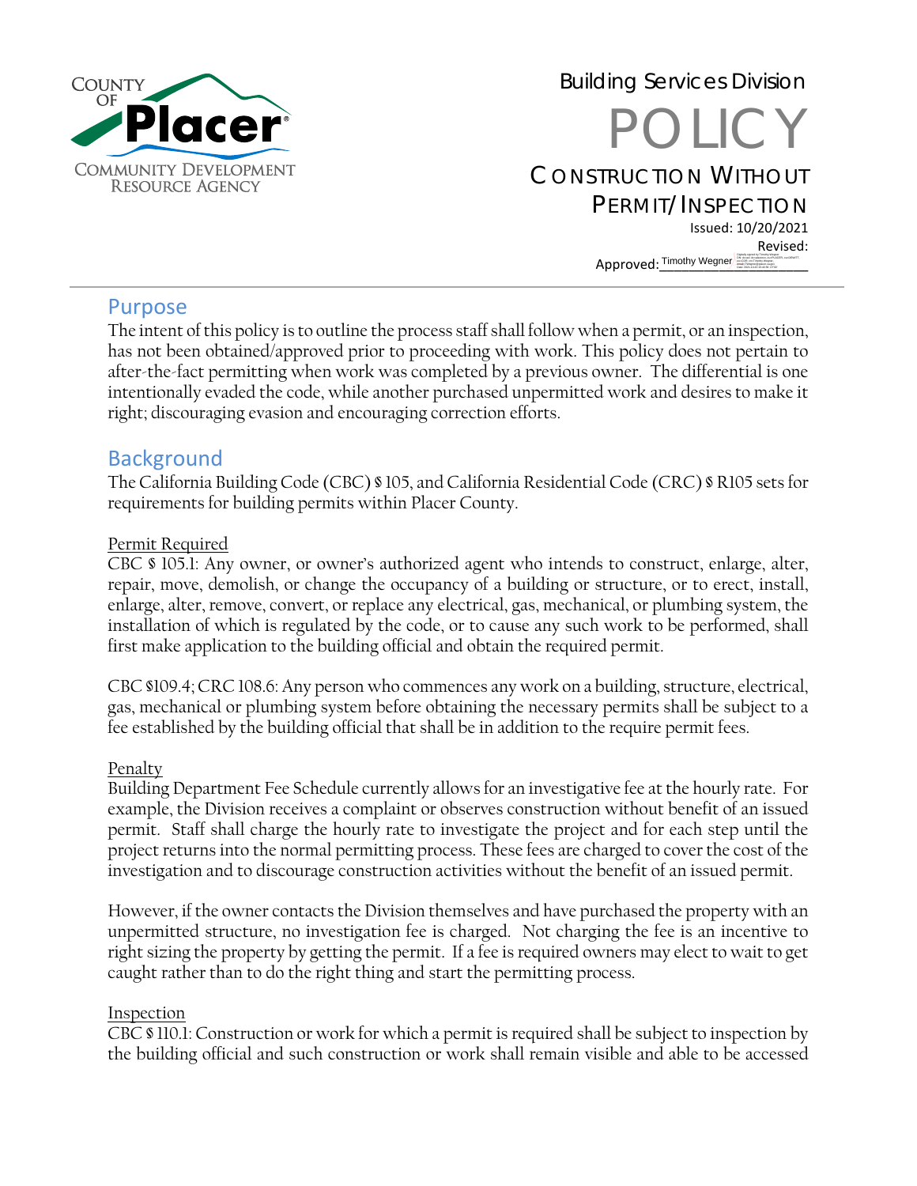County of Placer
Community Development Resource Agency

Building Services Division

# POLICY

## Construction Without Permit/Inspection

Issued: 10/20/2021
Revised:
Approved: Timothy Wegner

## Purpose

The intent of this policy is to outline the process staff shall follow when a permit, or an inspection, has not been obtained/approved prior to proceeding with work. This policy does not pertain to after-the-fact permitting when work was completed by a previous owner. The differential is one intentionally evaded the code, while another purchased unpermitted work and desires to make it right; discouraging evasion and encouraging correction efforts.

## Background

The California Building Code (CBC) § 105, and California Residential Code (CRC) § R105 sets for requirements for building permits within Placer County.

Permit Required

CBC § 105.1: Any owner, or owner's authorized agent who intends to construct, enlarge, alter, repair, move, demolish, or change the occupancy of a building or structure, or to erect, install, enlarge, alter, remove, convert, or replace any electrical, gas, mechanical, or plumbing system, the installation of which is regulated by the code, or to cause any such work to be performed, shall first make application to the building official and obtain the required permit.

CBC §109.4; CRC 108.6: Any person who commences any work on a building, structure, electrical, gas, mechanical or plumbing system before obtaining the necessary permits shall be subject to a fee established by the building official that shall be in addition to the require permit fees.

Penalty

Building Department Fee Schedule currently allows for an investigative fee at the hourly rate. For example, the Division receives a complaint or observes construction without benefit of an issued permit. Staff shall charge the hourly rate to investigate the project and for each step until the project returns into the normal permitting process. These fees are charged to cover the cost of the investigation and to discourage construction activities without the benefit of an issued permit.

However, if the owner contacts the Division themselves and have purchased the property with an unpermitted structure, no investigation fee is charged. Not charging the fee is an incentive to right sizing the property by getting the permit. If a fee is required owners may elect to wait to get caught rather than to do the right thing and start the permitting process.

Inspection

CBC § 110.1: Construction or work for which a permit is required shall be subject to inspection by the building official and such construction or work shall remain visible and able to be accessed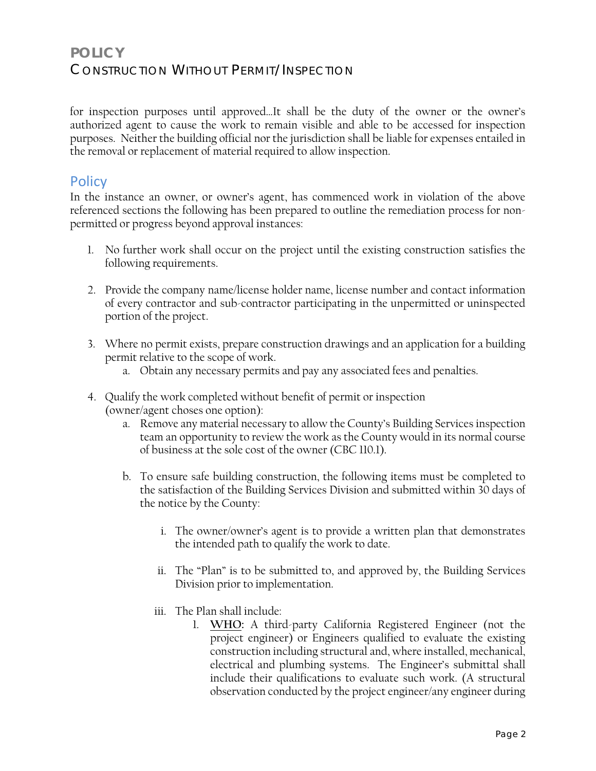for inspection purposes until approved…It shall be the duty of the owner or the owner's authorized agent to cause the work to remain visible and able to be accessed for inspection purposes. Neither the building official nor the jurisdiction shall be liable for expenses entailed in the removal or replacement of material required to allow inspection.

## Policy

In the instance an owner, or owner's agent, has commenced work in violation of the above referenced sections the following has been prepared to outline the remediation process for non-permitted or progress beyond approval instances:

1. No further work shall occur on the project until the existing construction satisfies the following requirements.

2. Provide the company name/license holder name, license number and contact information of every contractor and sub-contractor participating in the unpermitted or uninspected portion of the project.

3. Where no permit exists, prepare construction drawings and an application for a building permit relative to the scope of work.
   a. Obtain any necessary permits and pay any associated fees and penalties.

4. Qualify the work completed without benefit of permit or inspection (owner/agent choses one option):
   a. Remove any material necessary to allow the County's Building Services inspection team an opportunity to review the work as the County would in its normal course of business at the sole cost of the owner (CBC 110.1).

   b. To ensure safe building construction, the following items must be completed to the satisfaction of the Building Services Division and submitted within 30 days of the notice by the County:

      i. The owner/owner's agent is to provide a written plan that demonstrates the intended path to qualify the work to date.

      ii. The "Plan" is to be submitted to, and approved by, the Building Services Division prior to implementation.

      iii. The Plan shall include:
         1. <u>**WHO**</u>**:** A third-party California Registered Engineer (not the project engineer) or Engineers qualified to evaluate the existing construction including structural and, where installed, mechanical, electrical and plumbing systems. The Engineer's submittal shall include their qualifications to evaluate such work. (A structural observation conducted by the project engineer/any engineer during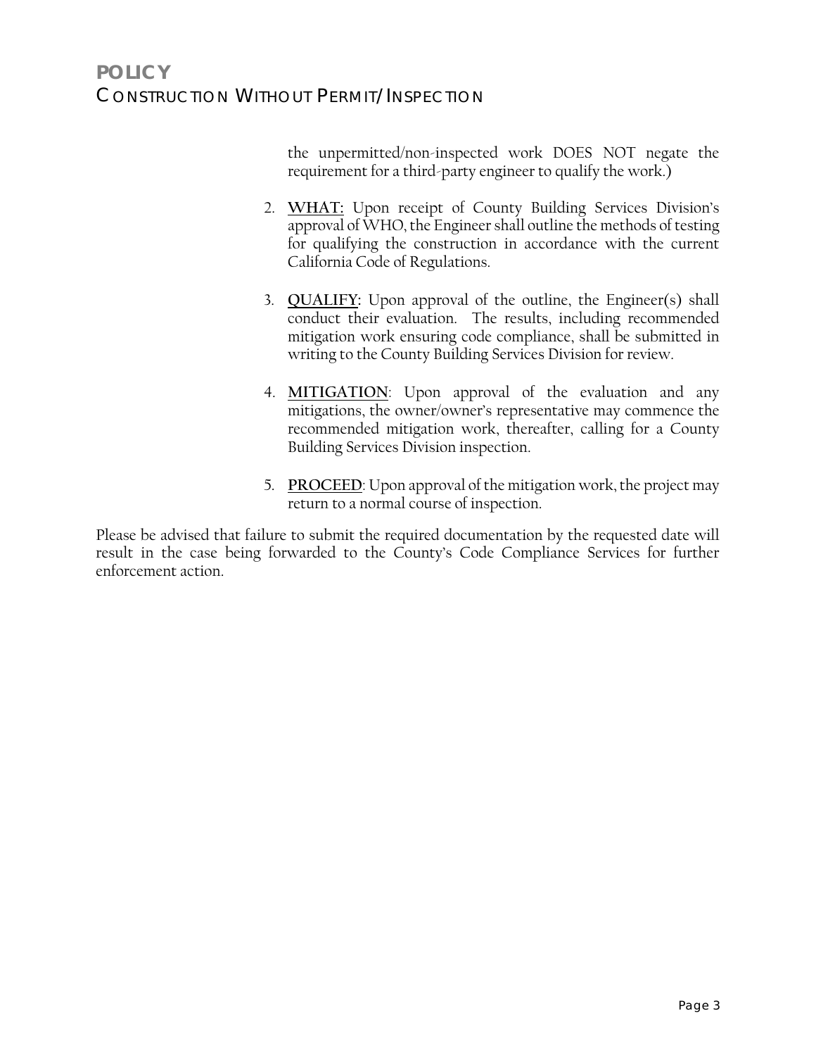the unpermitted/non-inspected work DOES NOT negate the requirement for a third-party engineer to qualify the work.)

2. **WHAT:** Upon receipt of County Building Services Division's approval of WHO, the Engineer shall outline the methods of testing for qualifying the construction in accordance with the current California Code of Regulations.

3. **QUALIFY:** Upon approval of the outline, the Engineer(s) shall conduct their evaluation. The results, including recommended mitigation work ensuring code compliance, shall be submitted in writing to the County Building Services Division for review.

4. **MITIGATION**: Upon approval of the evaluation and any mitigations, the owner/owner's representative may commence the recommended mitigation work, thereafter, calling for a County Building Services Division inspection.

5. **PROCEED**: Upon approval of the mitigation work, the project may return to a normal course of inspection.

Please be advised that failure to submit the required documentation by the requested date will result in the case being forwarded to the County's Code Compliance Services for further enforcement action.